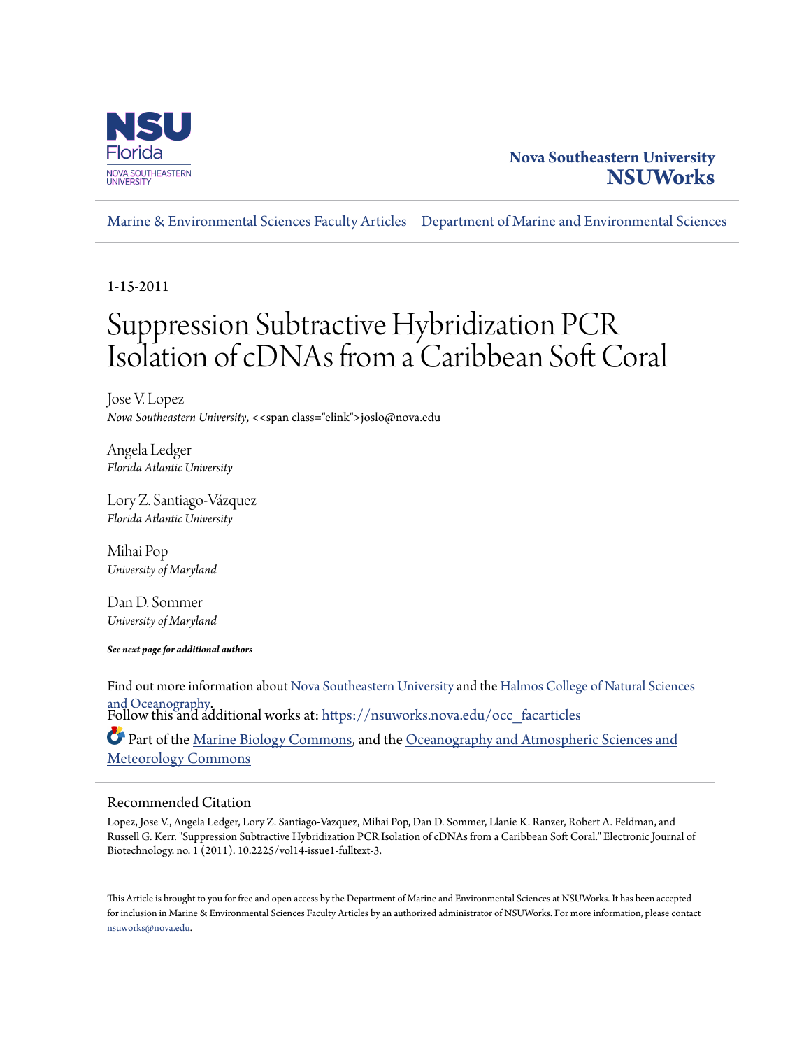Nova Southeastern University
**NSUWorks**

Marine & Environmental Sciences Faculty Articles | Department of Marine and Environmental Sciences

1-15-2011

# Suppression Subtractive Hybridization PCR Isolation of cDNAs from a Caribbean Soft Coral

Jose V. Lopez
*Nova Southeastern University*, <<span class="elink">joslo@nova.edu

Angela Ledger
*Florida Atlantic University*

Lory Z. Santiago-Vázquez
*Florida Atlantic University*

Mihai Pop
*University of Maryland*

Dan D. Sommer
*University of Maryland*

***See next page for additional authors***

Find out more information about Nova Southeastern University and the Halmos College of Natural Sciences and Oceanography.

Follow this and additional works at: https://nsuworks.nova.edu/occ_facarticles

Part of the Marine Biology Commons, and the Oceanography and Atmospheric Sciences and Meteorology Commons

## Recommended Citation

Lopez, Jose V., Angela Ledger, Lory Z. Santiago-Vazquez, Mihai Pop, Dan D. Sommer, Llanie K. Ranzer, Robert A. Feldman, and Russell G. Kerr. "Suppression Subtractive Hybridization PCR Isolation of cDNAs from a Caribbean Soft Coral." Electronic Journal of Biotechnology. no. 1 (2011). 10.2225/vol14-issue1-fulltext-3.

This Article is brought to you for free and open access by the Department of Marine and Environmental Sciences at NSUWorks. It has been accepted for inclusion in Marine & Environmental Sciences Faculty Articles by an authorized administrator of NSUWorks. For more information, please contact nsuworks@nova.edu.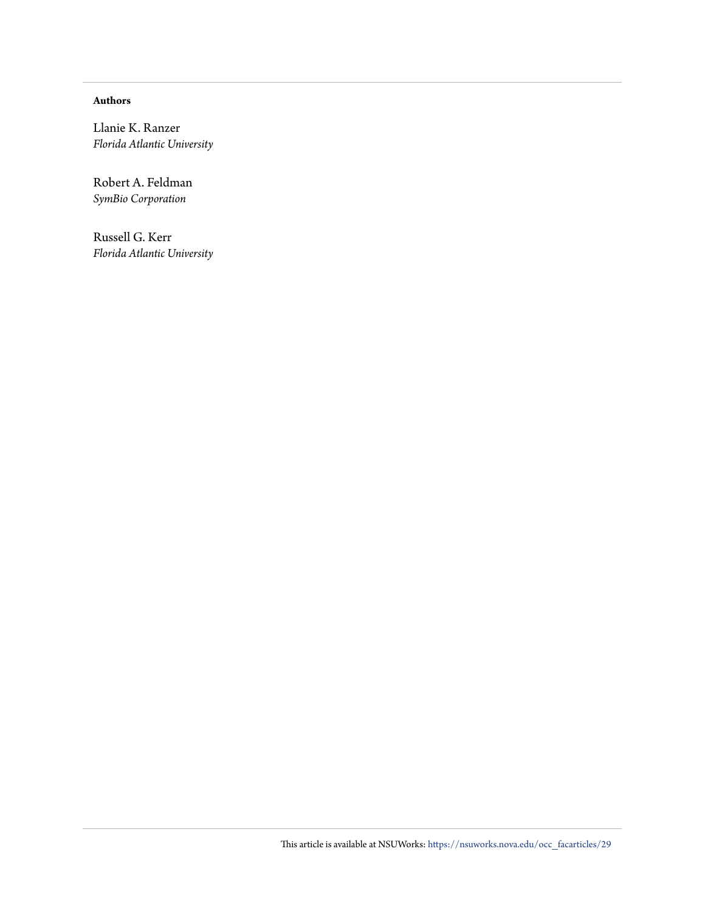**Authors**

Llanie K. Ranzer
*Florida Atlantic University*

Robert A. Feldman
*SymBio Corporation*

Russell G. Kerr
*Florida Atlantic University*

This article is available at NSUWorks: https://nsuworks.nova.edu/occ_facarticles/29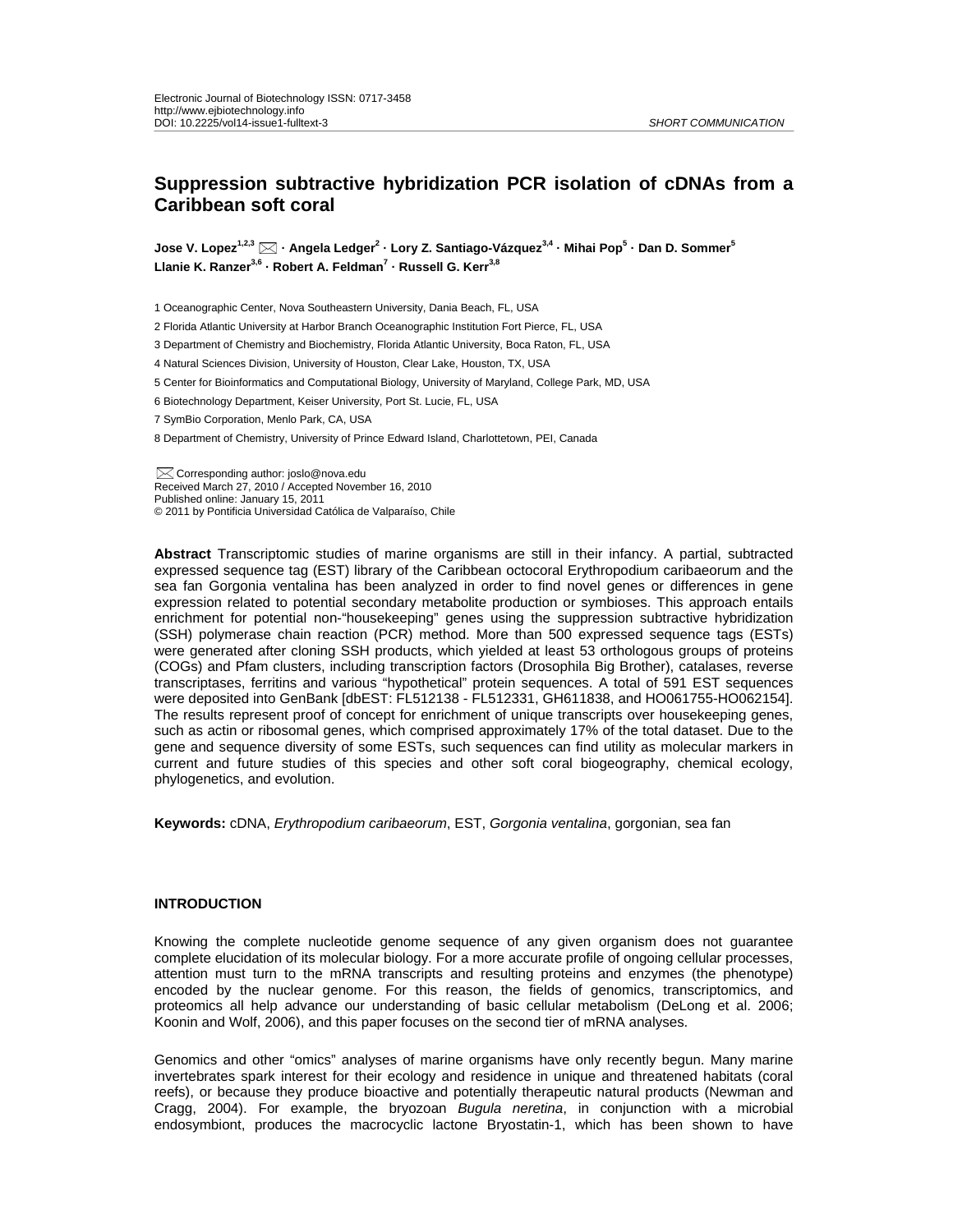# Suppression subtractive hybridization PCR isolation of cDNAs from a Caribbean soft coral

**Jose V. Lopez**[1,2,3] ✉ **· Angela Ledger**[2] **· Lory Z. Santiago-Vázquez**[3,4] **· Mihai Pop**[5] **· Dan D. Sommer**[5] **Llanie K. Ranzer**[3,6] **· Robert A. Feldman**[7] **· Russell G. Kerr**[3,8]

1 Oceanographic Center, Nova Southeastern University, Dania Beach, FL, USA

2 Florida Atlantic University at Harbor Branch Oceanographic Institution Fort Pierce, FL, USA

3 Department of Chemistry and Biochemistry, Florida Atlantic University, Boca Raton, FL, USA

4 Natural Sciences Division, University of Houston, Clear Lake, Houston, TX, USA

5 Center for Bioinformatics and Computational Biology, University of Maryland, College Park, MD, USA

6 Biotechnology Department, Keiser University, Port St. Lucie, FL, USA

7 SymBio Corporation, Menlo Park, CA, USA

8 Department of Chemistry, University of Prince Edward Island, Charlottetown, PEI, Canada

✉ Corresponding author: joslo@nova.edu
Received March 27, 2010 / Accepted November 16, 2010
Published online: January 15, 2011
© 2011 by Pontificia Universidad Católica de Valparaíso, Chile

**Abstract** Transcriptomic studies of marine organisms are still in their infancy. A partial, subtracted expressed sequence tag (EST) library of the Caribbean octocoral Erythropodium caribaeorum and the sea fan Gorgonia ventalina has been analyzed in order to find novel genes or differences in gene expression related to potential secondary metabolite production or symbioses. This approach entails enrichment for potential non-"housekeeping" genes using the suppression subtractive hybridization (SSH) polymerase chain reaction (PCR) method. More than 500 expressed sequence tags (ESTs) were generated after cloning SSH products, which yielded at least 53 orthologous groups of proteins (COGs) and Pfam clusters, including transcription factors (Drosophila Big Brother), catalases, reverse transcriptases, ferritins and various "hypothetical" protein sequences. A total of 591 EST sequences were deposited into GenBank [dbEST: FL512138 - FL512331, GH611838, and HO061755-HO062154]. The results represent proof of concept for enrichment of unique transcripts over housekeeping genes, such as actin or ribosomal genes, which comprised approximately 17% of the total dataset. Due to the gene and sequence diversity of some ESTs, such sequences can find utility as molecular markers in current and future studies of this species and other soft coral biogeography, chemical ecology, phylogenetics, and evolution.

**Keywords:** cDNA, *Erythropodium caribaeorum*, EST, *Gorgonia ventalina*, gorgonian, sea fan

## INTRODUCTION

Knowing the complete nucleotide genome sequence of any given organism does not guarantee complete elucidation of its molecular biology. For a more accurate profile of ongoing cellular processes, attention must turn to the mRNA transcripts and resulting proteins and enzymes (the phenotype) encoded by the nuclear genome. For this reason, the fields of genomics, transcriptomics, and proteomics all help advance our understanding of basic cellular metabolism (DeLong et al. 2006; Koonin and Wolf, 2006), and this paper focuses on the second tier of mRNA analyses.

Genomics and other "omics" analyses of marine organisms have only recently begun. Many marine invertebrates spark interest for their ecology and residence in unique and threatened habitats (coral reefs), or because they produce bioactive and potentially therapeutic natural products (Newman and Cragg, 2004). For example, the bryozoan *Bugula neretina*, in conjunction with a microbial endosymbiont, produces the macrocyclic lactone Bryostatin-1, which has been shown to have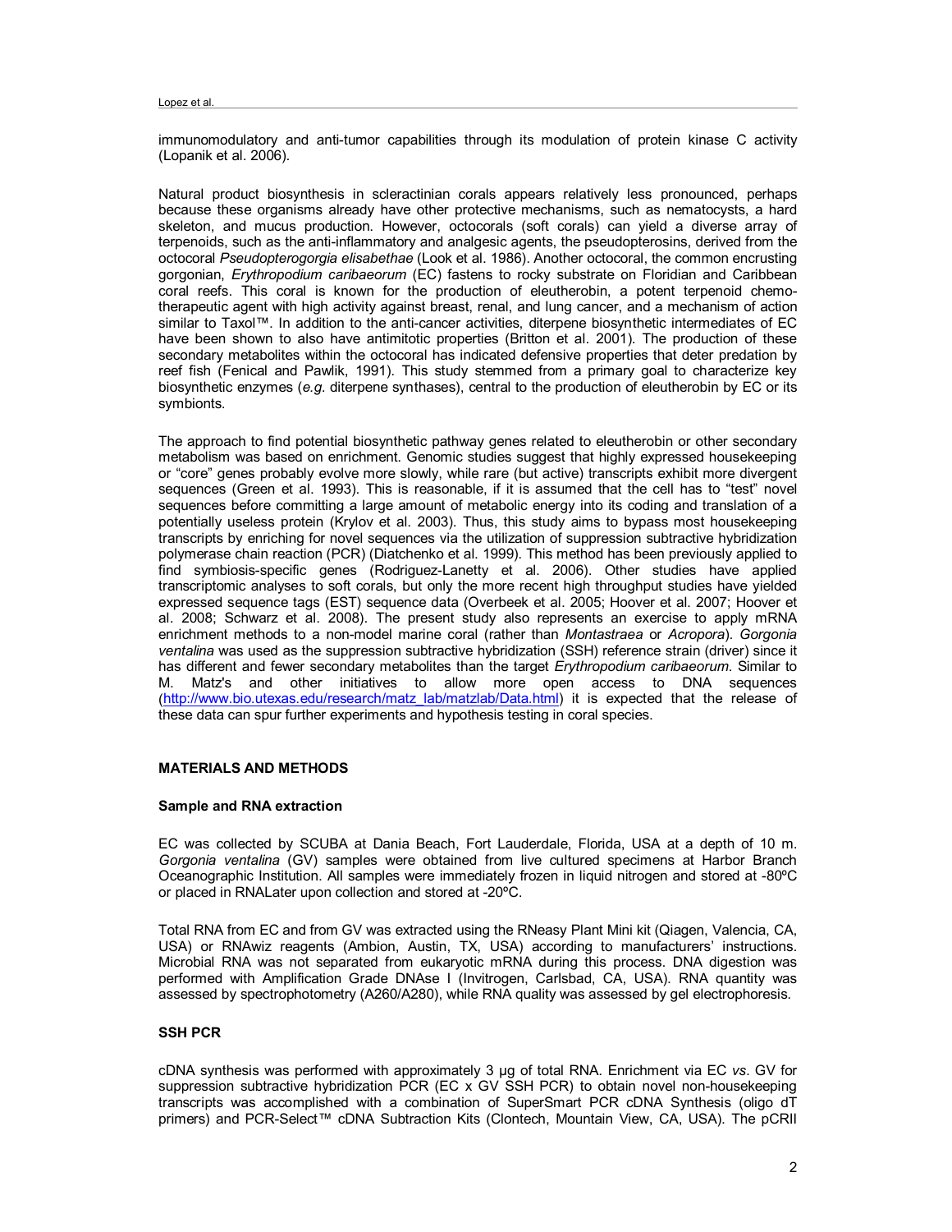immunomodulatory and anti-tumor capabilities through its modulation of protein kinase C activity (Lopanik et al. 2006).

Natural product biosynthesis in scleractinian corals appears relatively less pronounced, perhaps because these organisms already have other protective mechanisms, such as nematocysts, a hard skeleton, and mucus production. However, octocorals (soft corals) can yield a diverse array of terpenoids, such as the anti-inflammatory and analgesic agents, the pseudopterosins, derived from the octocoral *Pseudopterogorgia elisabethae* (Look et al. 1986). Another octocoral, the common encrusting gorgonian, *Erythropodium caribaeorum* (EC) fastens to rocky substrate on Floridian and Caribbean coral reefs. This coral is known for the production of eleutherobin, a potent terpenoid chemo-therapeutic agent with high activity against breast, renal, and lung cancer, and a mechanism of action similar to Taxol™. In addition to the anti-cancer activities, diterpene biosynthetic intermediates of EC have been shown to also have antimitotic properties (Britton et al. 2001). The production of these secondary metabolites within the octocoral has indicated defensive properties that deter predation by reef fish (Fenical and Pawlik, 1991). This study stemmed from a primary goal to characterize key biosynthetic enzymes (*e.g.* diterpene synthases), central to the production of eleutherobin by EC or its symbionts.

The approach to find potential biosynthetic pathway genes related to eleutherobin or other secondary metabolism was based on enrichment. Genomic studies suggest that highly expressed housekeeping or "core" genes probably evolve more slowly, while rare (but active) transcripts exhibit more divergent sequences (Green et al. 1993). This is reasonable, if it is assumed that the cell has to "test" novel sequences before committing a large amount of metabolic energy into its coding and translation of a potentially useless protein (Krylov et al. 2003). Thus, this study aims to bypass most housekeeping transcripts by enriching for novel sequences via the utilization of suppression subtractive hybridization polymerase chain reaction (PCR) (Diatchenko et al. 1999). This method has been previously applied to find symbiosis-specific genes (Rodriguez-Lanetty et al. 2006). Other studies have applied transcriptomic analyses to soft corals, but only the more recent high throughput studies have yielded expressed sequence tags (EST) sequence data (Overbeek et al. 2005; Hoover et al. 2007; Hoover et al. 2008; Schwarz et al. 2008). The present study also represents an exercise to apply mRNA enrichment methods to a non-model marine coral (rather than *Montastraea* or *Acropora*). *Gorgonia ventalina* was used as the suppression subtractive hybridization (SSH) reference strain (driver) since it has different and fewer secondary metabolites than the target *Erythropodium caribaeorum.* Similar to M. Matz's and other initiatives to allow more open access to DNA sequences (http://www.bio.utexas.edu/research/matz_lab/matzlab/Data.html) it is expected that the release of these data can spur further experiments and hypothesis testing in coral species.

## MATERIALS AND METHODS

### Sample and RNA extraction

EC was collected by SCUBA at Dania Beach, Fort Lauderdale, Florida, USA at a depth of 10 m. *Gorgonia ventalina* (GV) samples were obtained from live cultured specimens at Harbor Branch Oceanographic Institution. All samples were immediately frozen in liquid nitrogen and stored at -80ºC or placed in RNALater upon collection and stored at -20ºC.

Total RNA from EC and from GV was extracted using the RNeasy Plant Mini kit (Qiagen, Valencia, CA, USA) or RNAwiz reagents (Ambion, Austin, TX, USA) according to manufacturers' instructions. Microbial RNA was not separated from eukaryotic mRNA during this process. DNA digestion was performed with Amplification Grade DNAse I (Invitrogen, Carlsbad, CA, USA). RNA quantity was assessed by spectrophotometry (A260/A280), while RNA quality was assessed by gel electrophoresis.

### SSH PCR

cDNA synthesis was performed with approximately 3 µg of total RNA. Enrichment via EC *vs*. GV for suppression subtractive hybridization PCR (EC x GV SSH PCR) to obtain novel non-housekeeping transcripts was accomplished with a combination of SuperSmart PCR cDNA Synthesis (oligo dT primers) and PCR-Select™ cDNA Subtraction Kits (Clontech, Mountain View, CA, USA). The pCRII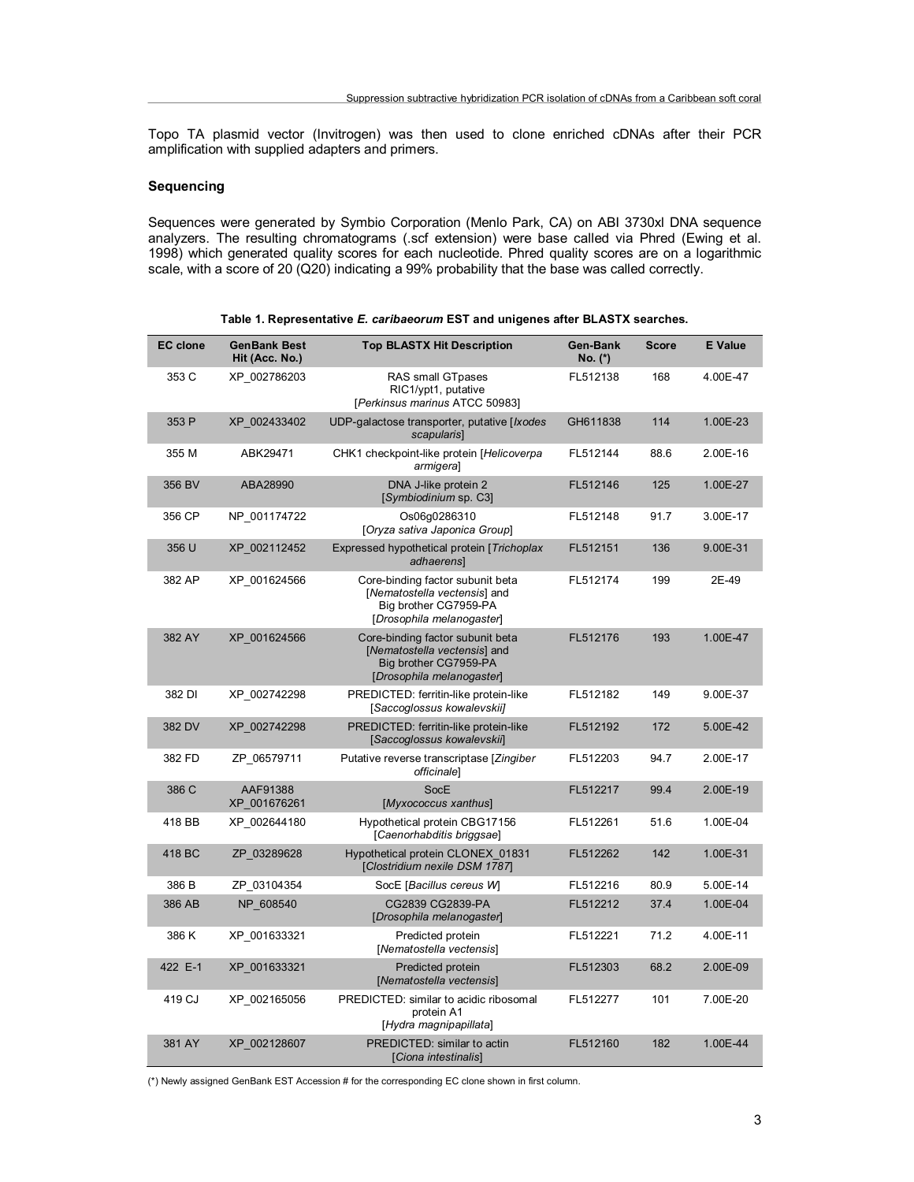Topo TA plasmid vector (Invitrogen) was then used to clone enriched cDNAs after their PCR amplification with supplied adapters and primers.

**Sequencing**

Sequences were generated by Symbio Corporation (Menlo Park, CA) on ABI 3730xl DNA sequence analyzers. The resulting chromatograms (.scf extension) were base called via Phred (Ewing et al. 1998) which generated quality scores for each nucleotide. Phred quality scores are on a logarithmic scale, with a score of 20 (Q20) indicating a 99% probability that the base was called correctly.

**Table 1. Representative *E. caribaeorum* EST and unigenes after BLASTX searches.**

| EC clone | GenBank Best Hit (Acc. No.) | Top BLASTX Hit Description | Gen-Bank No. (*) | Score | E Value |
|---|---|---|---|---|---|
| 353 C | XP_002786203 | RAS small GTpases RIC1/ypt1, putative [*Perkinsus marinus* ATCC 50983] | FL512138 | 168 | 4.00E-47 |
| 353 P | XP_002433402 | UDP-galactose transporter, putative [*Ixodes scapularis*] | GH611838 | 114 | 1.00E-23 |
| 355 M | ABK29471 | CHK1 checkpoint-like protein [*Helicoverpa armigera*] | FL512144 | 88.6 | 2.00E-16 |
| 356 BV | ABA28990 | DNA J-like protein 2 [*Symbiodinium* sp. C3] | FL512146 | 125 | 1.00E-27 |
| 356 CP | NP_001174722 | Os06g0286310 [*Oryza sativa Japonica Group*] | FL512148 | 91.7 | 3.00E-17 |
| 356 U | XP_002112452 | Expressed hypothetical protein [*Trichoplax adhaerens*] | FL512151 | 136 | 9.00E-31 |
| 382 AP | XP_001624566 | Core-binding factor subunit beta [*Nematostella vectensis*] and Big brother CG7959-PA [*Drosophila melanogaster*] | FL512174 | 199 | 2E-49 |
| 382 AY | XP_001624566 | Core-binding factor subunit beta [*Nematostella vectensis*] and Big brother CG7959-PA [*Drosophila melanogaster*] | FL512176 | 193 | 1.00E-47 |
| 382 DI | XP_002742298 | PREDICTED: ferritin-like protein-like [*Saccoglossus kowalevskii*] | FL512182 | 149 | 9.00E-37 |
| 382 DV | XP_002742298 | PREDICTED: ferritin-like protein-like [*Saccoglossus kowalevskii*] | FL512192 | 172 | 5.00E-42 |
| 382 FD | ZP_06579711 | Putative reverse transcriptase [*Zingiber officinale*] | FL512203 | 94.7 | 2.00E-17 |
| 386 C | AAF91388 XP_001676261 | SocE [*Myxococcus xanthus*] | FL512217 | 99.4 | 2.00E-19 |
| 418 BB | XP_002644180 | Hypothetical protein CBG17156 [*Caenorhabditis briggsae*] | FL512261 | 51.6 | 1.00E-04 |
| 418 BC | ZP_03289628 | Hypothetical protein CLONEX_01831 [*Clostridium nexile DSM 1787*] | FL512262 | 142 | 1.00E-31 |
| 386 B | ZP_03104354 | SocE [*Bacillus cereus W*] | FL512216 | 80.9 | 5.00E-14 |
| 386 AB | NP_608540 | CG2839 CG2839-PA [*Drosophila melanogaster*] | FL512212 | 37.4 | 1.00E-04 |
| 386 K | XP_001633321 | Predicted protein [*Nematostella vectensis*] | FL512221 | 71.2 | 4.00E-11 |
| 422 E-1 | XP_001633321 | Predicted protein [*Nematostella vectensis*] | FL512303 | 68.2 | 2.00E-09 |
| 419 CJ | XP_002165056 | PREDICTED: similar to acidic ribosomal protein A1 [*Hydra magnipapillata*] | FL512277 | 101 | 7.00E-20 |
| 381 AY | XP_002128607 | PREDICTED: similar to actin [*Ciona intestinalis*] | FL512160 | 182 | 1.00E-44 |

(*) Newly assigned GenBank EST Accession # for the corresponding EC clone shown in first column.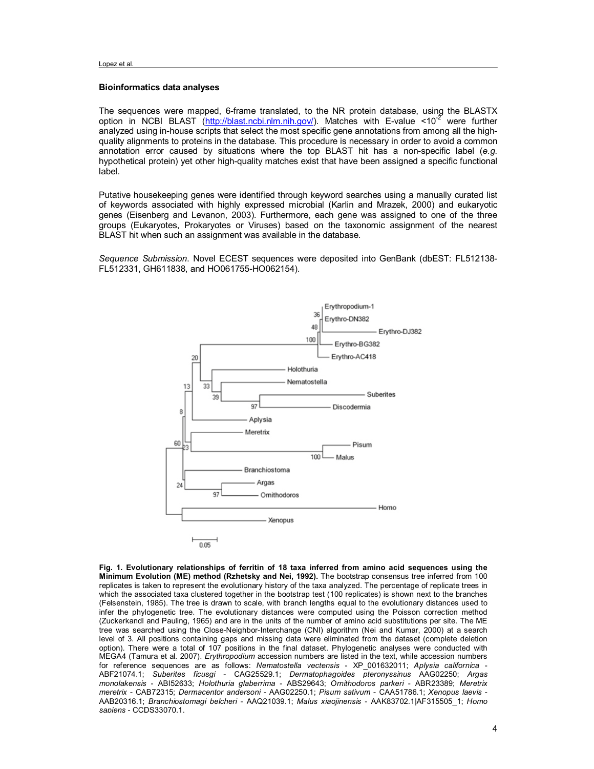### Bioinformatics data analyses

The sequences were mapped, 6-frame translated, to the NR protein database, using the BLASTX option in NCBI BLAST (http://blast.ncbi.nlm.nih.gov/). Matches with E-value $<10^{-2}$ were further analyzed using in-house scripts that select the most specific gene annotations from among all the high-quality alignments to proteins in the database. This procedure is necessary in order to avoid a common annotation error caused by situations where the top BLAST hit has a non-specific label (*e.g.* hypothetical protein) yet other high-quality matches exist that have been assigned a specific functional label.

Putative housekeeping genes were identified through keyword searches using a manually curated list of keywords associated with highly expressed microbial (Karlin and Mrazek, 2000) and eukaryotic genes (Eisenberg and Levanon, 2003). Furthermore, each gene was assigned to one of the three groups (Eukaryotes, Prokaryotes or Viruses) based on the taxonomic assignment of the nearest BLAST hit when such an assignment was available in the database.

*Sequence Submission*. Novel ECEST sequences were deposited into GenBank (dbEST: FL512138-FL512331, GH611838, and HO061755-HO062154).

Erythropodium-1
Erythro-DN382
Erythro-DJ382
Erythro-BG382
Erythro-AC418
Holothuria
Nematostella
Suberites
Discodermia
Aplysia
Meretrix
Pisum
Malus
Branchiostoma
Argas
Ornithodoros
Homo
Xenopus
36
48
100
20
33
39
97
13
8
60
23
100
24
97
0.05

**Fig. 1. Evolutionary relationships of ferritin of 18 taxa inferred from amino acid sequences using the Minimum Evolution (ME) method (Rzhetsky and Nei, 1992).** The bootstrap consensus tree inferred from 100 replicates is taken to represent the evolutionary history of the taxa analyzed. The percentage of replicate trees in which the associated taxa clustered together in the bootstrap test (100 replicates) is shown next to the branches (Felsenstein, 1985). The tree is drawn to scale, with branch lengths equal to the evolutionary distances used to infer the phylogenetic tree. The evolutionary distances were computed using the Poisson correction method (Zuckerkandl and Pauling, 1965) and are in the units of the number of amino acid substitutions per site. The ME tree was searched using the Close-Neighbor-Interchange (CNI) algorithm (Nei and Kumar, 2000) at a search level of 3. All positions containing gaps and missing data were eliminated from the dataset (complete deletion option). There were a total of 107 positions in the final dataset. Phylogenetic analyses were conducted with MEGA4 (Tamura et al. 2007). *Erythropodium* accession numbers are listed in the text, while accession numbers for reference sequences are as follows: *Nematostella vectensis* - XP_001632011; *Aplysia californica* - ABF21074.1; *Suberites ficusgi* - CAG25529.1; *Dermatophagoides pteronyssinus* AAG02250; *Argas monolakensis* - ABI52633; *Holothuria glaberrima* - ABS29643; *Ornithodoros parkeri* - ABR23389; *Meretrix meretrix* - CAB72315; *Dermacentor andersoni* - AAG02250.1; *Pisum sativum* - CAA51786.1; *Xenopus laevis* - AAB20316.1; *Branchiostomagi belcheri* - AAQ21039.1; *Malus xiaojinensis* - AAK83702.1|AF315505_1; *Homo sapiens* - CCDS33070.1.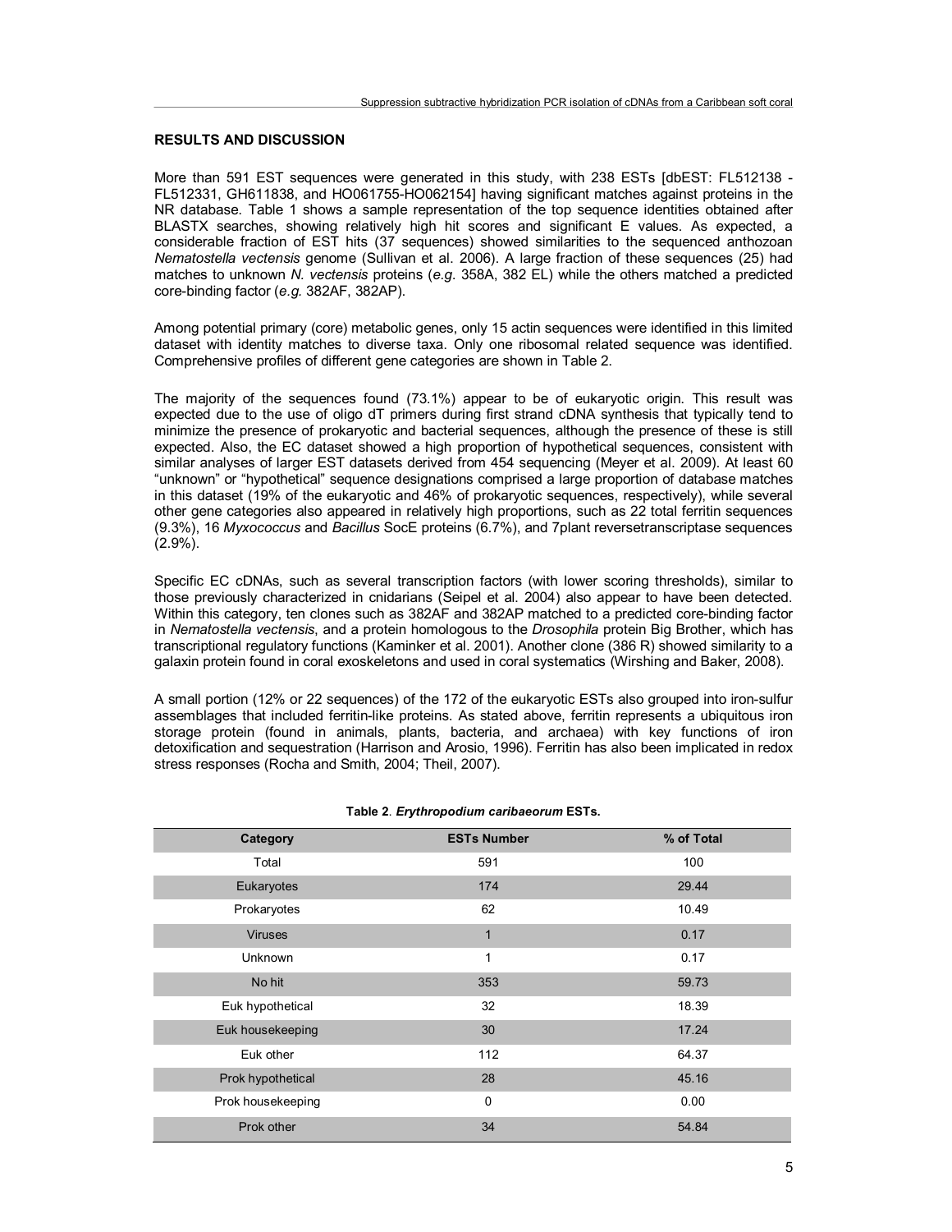## RESULTS AND DISCUSSION

More than 591 EST sequences were generated in this study, with 238 ESTs [dbEST: FL512138 - FL512331, GH611838, and HO061755-HO062154] having significant matches against proteins in the NR database. Table 1 shows a sample representation of the top sequence identities obtained after BLASTX searches, showing relatively high hit scores and significant E values. As expected, a considerable fraction of EST hits (37 sequences) showed similarities to the sequenced anthozoan *Nematostella vectensis* genome (Sullivan et al. 2006). A large fraction of these sequences (25) had matches to unknown *N. vectensis* proteins (*e.g.* 358A, 382 EL) while the others matched a predicted core-binding factor (*e.g.* 382AF, 382AP).

Among potential primary (core) metabolic genes, only 15 actin sequences were identified in this limited dataset with identity matches to diverse taxa. Only one ribosomal related sequence was identified. Comprehensive profiles of different gene categories are shown in Table 2.

The majority of the sequences found (73.1%) appear to be of eukaryotic origin. This result was expected due to the use of oligo dT primers during first strand cDNA synthesis that typically tend to minimize the presence of prokaryotic and bacterial sequences, although the presence of these is still expected. Also, the EC dataset showed a high proportion of hypothetical sequences, consistent with similar analyses of larger EST datasets derived from 454 sequencing (Meyer et al. 2009). At least 60 "unknown" or "hypothetical" sequence designations comprised a large proportion of database matches in this dataset (19% of the eukaryotic and 46% of prokaryotic sequences, respectively), while several other gene categories also appeared in relatively high proportions, such as 22 total ferritin sequences (9.3%), 16 *Myxococcus* and *Bacillus* SocE proteins (6.7%), and 7plant reversetranscriptase sequences (2.9%).

Specific EC cDNAs, such as several transcription factors (with lower scoring thresholds), similar to those previously characterized in cnidarians (Seipel et al. 2004) also appear to have been detected. Within this category, ten clones such as 382AF and 382AP matched to a predicted core-binding factor in *Nematostella vectensis*, and a protein homologous to the *Drosophila* protein Big Brother, which has transcriptional regulatory functions (Kaminker et al. 2001). Another clone (386 R) showed similarity to a galaxin protein found in coral exoskeletons and used in coral systematics (Wirshing and Baker, 2008).

A small portion (12% or 22 sequences) of the 172 of the eukaryotic ESTs also grouped into iron-sulfur assemblages that included ferritin-like proteins. As stated above, ferritin represents a ubiquitous iron storage protein (found in animals, plants, bacteria, and archaea) with key functions of iron detoxification and sequestration (Harrison and Arosio, 1996). Ferritin has also been implicated in redox stress responses (Rocha and Smith, 2004; Theil, 2007).

**Table 2**. ***Erythropodium caribaeorum* ESTs.**

| Category | ESTs Number | % of Total |
|---|---|---|
| Total | 591 | 100 |
| Eukaryotes | 174 | 29.44 |
| Prokaryotes | 62 | 10.49 |
| Viruses | 1 | 0.17 |
| Unknown | 1 | 0.17 |
| No hit | 353 | 59.73 |
| Euk hypothetical | 32 | 18.39 |
| Euk housekeeping | 30 | 17.24 |
| Euk other | 112 | 64.37 |
| Prok hypothetical | 28 | 45.16 |
| Prok housekeeping | 0 | 0.00 |
| Prok other | 34 | 54.84 |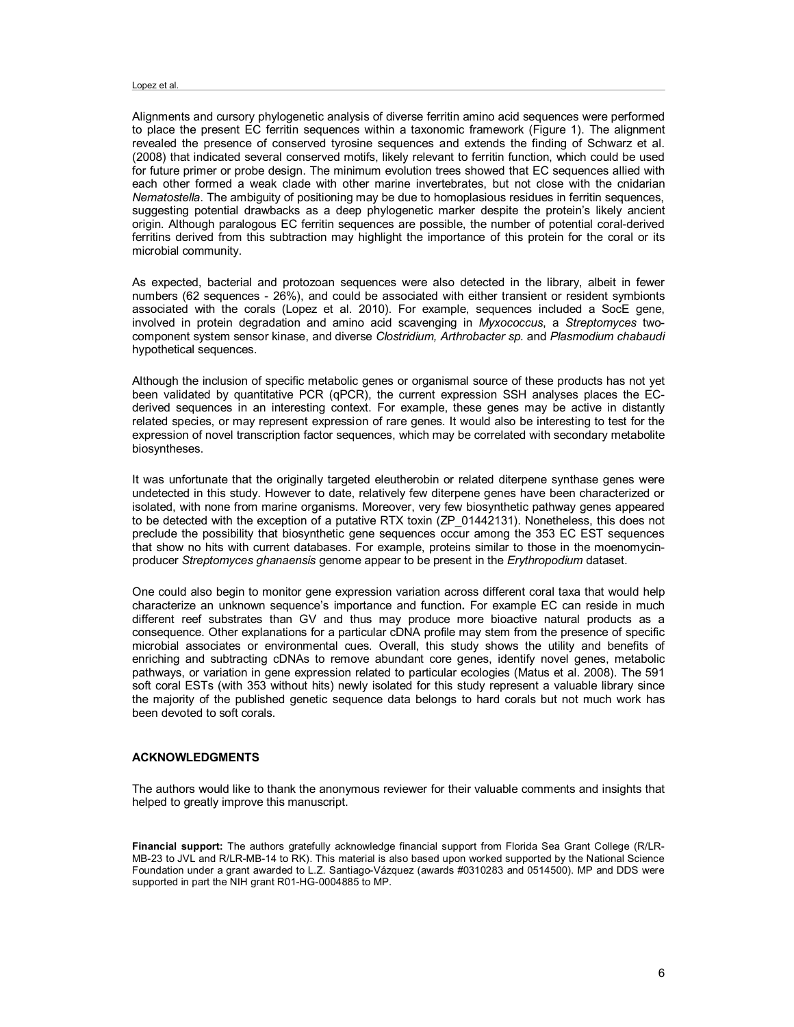Alignments and cursory phylogenetic analysis of diverse ferritin amino acid sequences were performed to place the present EC ferritin sequences within a taxonomic framework (Figure 1). The alignment revealed the presence of conserved tyrosine sequences and extends the finding of Schwarz et al. (2008) that indicated several conserved motifs, likely relevant to ferritin function, which could be used for future primer or probe design. The minimum evolution trees showed that EC sequences allied with each other formed a weak clade with other marine invertebrates, but not close with the cnidarian *Nematostella*. The ambiguity of positioning may be due to homoplasious residues in ferritin sequences, suggesting potential drawbacks as a deep phylogenetic marker despite the protein's likely ancient origin. Although paralogous EC ferritin sequences are possible, the number of potential coral-derived ferritins derived from this subtraction may highlight the importance of this protein for the coral or its microbial community.

As expected, bacterial and protozoan sequences were also detected in the library, albeit in fewer numbers (62 sequences - 26%), and could be associated with either transient or resident symbionts associated with the corals (Lopez et al. 2010). For example, sequences included a SocE gene, involved in protein degradation and amino acid scavenging in *Myxococcus*, a *Streptomyces* two-component system sensor kinase, and diverse *Clostridium, Arthrobacter sp.* and *Plasmodium chabaudi* hypothetical sequences.

Although the inclusion of specific metabolic genes or organismal source of these products has not yet been validated by quantitative PCR (qPCR), the current expression SSH analyses places the EC-derived sequences in an interesting context. For example, these genes may be active in distantly related species, or may represent expression of rare genes. It would also be interesting to test for the expression of novel transcription factor sequences, which may be correlated with secondary metabolite biosyntheses.

It was unfortunate that the originally targeted eleutherobin or related diterpene synthase genes were undetected in this study. However to date, relatively few diterpene genes have been characterized or isolated, with none from marine organisms. Moreover, very few biosynthetic pathway genes appeared to be detected with the exception of a putative RTX toxin (ZP_01442131). Nonetheless, this does not preclude the possibility that biosynthetic gene sequences occur among the 353 EC EST sequences that show no hits with current databases. For example, proteins similar to those in the moenomycin-producer *Streptomyces ghanaensis* genome appear to be present in the *Erythropodium* dataset.

One could also begin to monitor gene expression variation across different coral taxa that would help characterize an unknown sequence's importance and function**.** For example EC can reside in much different reef substrates than GV and thus may produce more bioactive natural products as a consequence. Other explanations for a particular cDNA profile may stem from the presence of specific microbial associates or environmental cues. Overall, this study shows the utility and benefits of enriching and subtracting cDNAs to remove abundant core genes, identify novel genes, metabolic pathways, or variation in gene expression related to particular ecologies (Matus et al. 2008). The 591 soft coral ESTs (with 353 without hits) newly isolated for this study represent a valuable library since the majority of the published genetic sequence data belongs to hard corals but not much work has been devoted to soft corals.

## ACKNOWLEDGMENTS

The authors would like to thank the anonymous reviewer for their valuable comments and insights that helped to greatly improve this manuscript.

**Financial support:** The authors gratefully acknowledge financial support from Florida Sea Grant College (R/LR-MB-23 to JVL and R/LR-MB-14 to RK). This material is also based upon worked supported by the National Science Foundation under a grant awarded to L.Z. Santiago-Vázquez (awards #0310283 and 0514500). MP and DDS were supported in part the NIH grant R01-HG-0004885 to MP.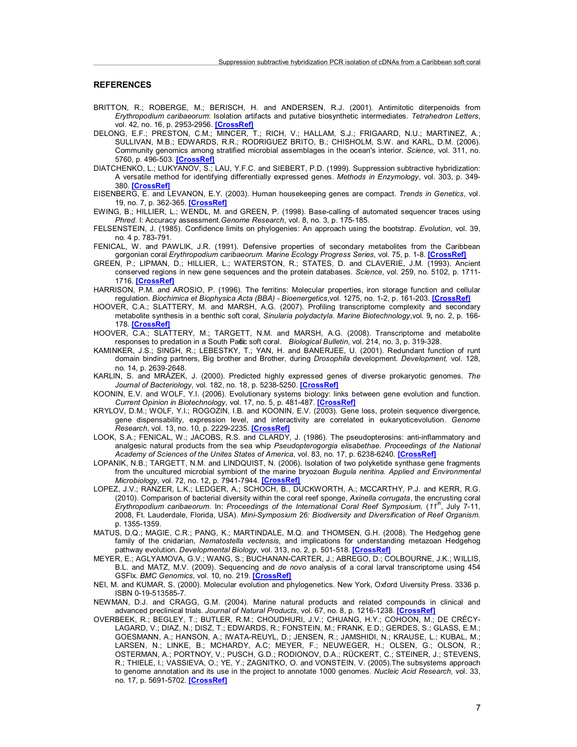## REFERENCES

BRITTON, R.; ROBERGE, M.; BERISCH, H. and ANDERSEN, R.J. (2001). Antimitotic diterpenoids from *Erythropodium caribaeorum*: Isolation artifacts and putative biosynthetic intermediates. *Tetrahedron Letters*, vol. 42, no. 16, p. 2953-2956. **[CrossRef]**

DELONG, E.F.; PRESTON, C.M.; MINCER, T.; RICH, V.; HALLAM, S.J.; FRIGAARD, N.U.; MARTINEZ, A.; SULLIVAN, M.B.; EDWARDS, R.R.; RODRIGUEZ BRITO, B.; CHISHOLM, S.W. and KARL, D.M. (2006). Community genomics among stratified microbial assemblages in the ocean's interior. *Science*, vol. 311, no. 5760, p. 496-503. **[CrossRef]**

DIATCHENKO, L.; LUKYANOV, S.; LAU, Y.F.C. and SIEBERT, P.D. (1999). Suppression subtractive hybridization: A versatile method for identifying differentially expressed genes. *Methods in Enzymology*, vol. 303, p. 349-380. **[CrossRef]**

EISENBERG, E. and LEVANON, E.Y. (2003). Human housekeeping genes are compact. *Trends in Genetics*, vol. 19, no. 7, p. 362-365. **[CrossRef]**

EWING, B.; HILLIER, L.; WENDL, M. and GREEN, P. (1998). Base-calling of automated sequencer traces using *Phred*. I: Accuracy assessment.*Genome Research*, vol. 8, no. 3, p. 175-185.

FELSENSTEIN, J. (1985). Confidence limits on phylogenies: An approach using the bootstrap. *Evolution*, vol. 39, no. 4 p. 783-791.

FENICAL, W. and PAWLIK, J.R. (1991). Defensive properties of secondary metabolites from the Caribbean gorgonian coral *Erythropodium caribaeorum. Marine Ecology Progress Series*, vol. 75, p. 1-8. **[CrossRef]**

GREEN, P.; LIPMAN, D.; HILLIER, L.; WATERSTON, R.; STATES, D. and CLAVERIE, J.M. (1993). Ancient conserved regions in new gene sequences and the protein databases. *Science*, vol. 259, no. 5102, p. 1711-1716. **[CrossRef]**

HARRISON, P.M. and AROSIO, P. (1996). The ferritins: Molecular properties, iron storage function and cellular regulation. *Biochimica et Biophysica Acta (BBA) - Bioenergetics*,vol. 1275, no. 1-2, p. 161-203. **[CrossRef]**

HOOVER, C.A.; SLATTERY, M. and MARSH, A.G. (2007). Profiling transcriptome complexity and secondary metabolite synthesis in a benthic soft coral, *Sinularia polydactyla. Marine Biotechnology*,vol. 9**,** no. 2, p. 166-178. **[CrossRef]**

HOOVER, C.A.; SLATTERY, M.; TARGETT, N.M. and MARSH, A.G. (2008). Transcriptome and metabolite responses to predation in a South Pacific soft coral. *Biological Bulletin*, vol. 214, no. 3, p. 319-328.

KAMINKER, J.S.; SINGH, R.; LEBESTKY, T.; YAN, H. and BANERJEE, U. (2001). Redundant function of runt domain binding partners, Big brother and Brother, during *Drosophila* development. *Development,* vol. 128, no. 14, p. 2639-2648.

KARLIN, S. and MRÁZEK, J. (2000). Predicted highly expressed genes of diverse prokaryotic genomes. *The Journal of Bacteriology*, vol. 182, no. 18, p. 5238-5250. **[CrossRef]**

KOONIN, E.V. and WOLF, Y.I. (2006). Evolutionary systems biology: links between gene evolution and function. *Current Opinion in Biotechnology*, vol. 17, no. 5, p. 481-487. **[CrossRef]**

KRYLOV, D.M.; WOLF, Y.I.; ROGOZIN, I.B. and KOONIN, E.V. (2003). Gene loss, protein sequence divergence, gene dispensability, expression level, and interactivity are correlated in eukaryoticevolution. *Genome Research*, vol. 13, no. 10, p. 2229-2235. **[CrossRef]**

LOOK, S.A.; FENICAL, W.; JACOBS, R.S. and CLARDY, J. (1986). The pseudopterosins: anti-inflammatory and analgesic natural products from the sea whip *Pseudopterogorgia elisabethae. Proceedings of the National Academy of Sciences of the Unites States of America*, vol. 83, no. 17, p. 6238-6240. **[CrossRef]**

LOPANIK, N.B.; TARGETT, N.M. and LINDQUIST, N. (2006). Isolation of two polyketide synthase gene fragments from the uncultured microbial symbiont of the marine bryozoan *Bugula neritina. Applied and Environmental Microbiology*, vol. 72, no. 12, p. 7941-7944. **[CrossRef]**

LOPEZ, J.V.; RANZER, L.K.; LEDGER, A.; SCHOCH, B., DUCKWORTH, A.; MCCARTHY, P.J. and KERR, R.G. (2010). Comparison of bacterial diversity within the coral reef sponge, *Axinella corrugata*, the encrusting coral *Erythropodium caribaeorum*. In: *Proceedings of the International Coral Reef Symposium,* (*11th*, July 7-11, 2008, Ft. Lauderdale, Florida, USA). *Mini-Symposium 26: Biodiversity and Diversification of Reef Organism.* p. 1355-1359.

MATUS, D.Q.; MAGIE, C.R.; PANG, K.; MARTINDALE, M.Q. and THOMSEN, G.H. (2008). The Hedgehog gene family of the cnidarian, *Nematostella vectensis*, and implications for understanding metazoan Hedgehog pathway evolution. *Developmental Biology*, vol. 313, no. 2, p. 501-518. **[CrossRef]**

MEYER, E.; AGLYAMOVA, G.V.; WANG, S.; BUCHANAN-CARTER, J.; ABREGO, D.; COLBOURNE, J.K.; WILLIS, B.L. and MATZ, M.V. (2009). Sequencing and *de novo* analysis of a coral larval transcriptome using 454 GSFlx. *BMC Genomics*, vol. 10, no. 219. **[CrossRef]**

NEI, M. and KUMAR, S. (2000). Molecular evolution and phylogenetics. New York, Oxford Uiversity Press. 3336 p. ISBN 0-19-513585-7.

NEWMAN, D.J. and CRAGG, G.M. (2004). Marine natural products and related compounds in clinical and advanced preclinical trials. *Journal of Natural Products*, vol. 67, no. 8, p. 1216-1238. **[CrossRef]**

OVERBEEK, R.; BEGLEY, T.; BUTLER, R.M.; CHOUDHURI, J.V.; CHUANG, H.Y.; COHOON, M.; DE CRÉCY-LAGARD, V.; DIAZ, N.; DISZ, T.; EDWARDS, R.; FONSTEIN, M.; FRANK, E.D.; GERDES, S.; GLASS, E.M.; GOESMANN, A.; HANSON, A.; IWATA-REUYL, D.; JENSEN, R.; JAMSHIDI, N.; KRAUSE, L.; KUBAL, M.; LARSEN, N.; LINKE, B.; MCHARDY, A.C; MEYER, F.; NEUWEGER, H.; OLSEN, G.; OLSON, R.; OSTERMAN, A.; PORTNOY, V.; PUSCH, G.D.; RODIONOV, D.A.; RÜCKERT, C.; STEINER, J.; STEVENS, R.; THIELE, I.; VASSIEVA, O.; YE, Y.; ZAGNITKO, O. and VONSTEIN, V. (2005).The subsystems approach to genome annotation and its use in the project to annotate 1000 genomes. *Nucleic Acid Research*, vol. 33, no. 17, p. 5691-5702. **[CrossRef]**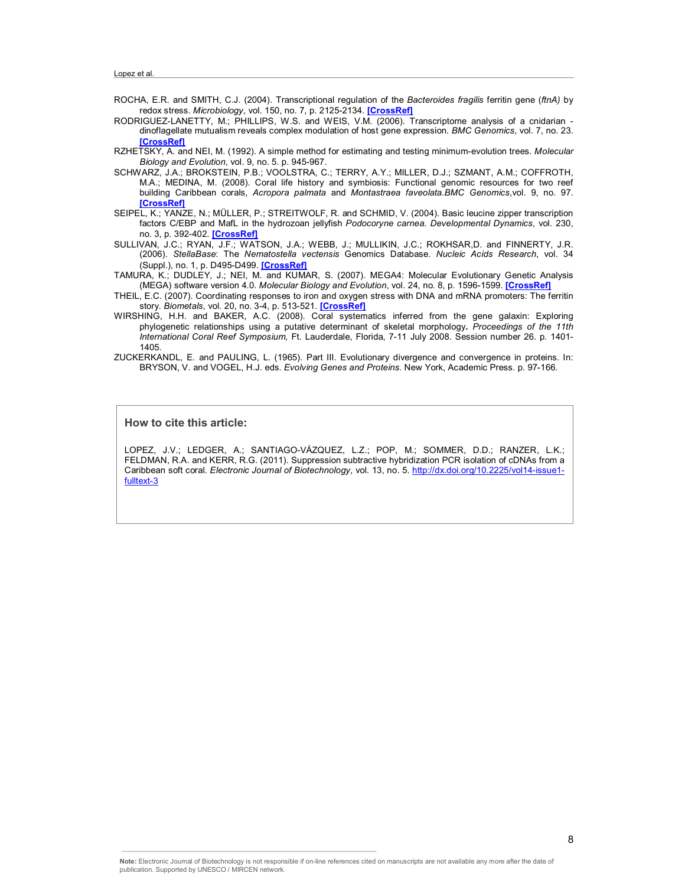ROCHA, E.R. and SMITH, C.J. (2004). Transcriptional regulation of the *Bacteroides fragilis* ferritin gene (*ftnA)* by redox stress. *Microbiology*, vol. 150, no. 7, p. 2125-2134. **[CrossRef]**

RODRIGUEZ-LANETTY, M.; PHILLIPS, W.S. and WEIS, V.M. (2006). Transcriptome analysis of a cnidarian - dinoflagellate mutualism reveals complex modulation of host gene expression. *BMC Genomics*, vol. 7, no. 23. **[CrossRef]**

RZHETSKY, A. and NEI, M. (1992). A simple method for estimating and testing minimum-evolution trees. *Molecular Biology and Evolution*, vol. 9, no. 5. p. 945-967.

SCHWARZ, J.A.; BROKSTEIN, P.B.; VOOLSTRA, C.; TERRY, A.Y.; MILLER, D.J.; SZMANT, A.M.; COFFROTH, M.A.; MEDINA, M. (2008). Coral life history and symbiosis: Functional genomic resources for two reef building Caribbean corals, *Acropora palmata* and *Montastraea faveolata.BMC Genomics*,vol. 9, no. 97. **[CrossRef]**

SEIPEL, K.; YANZE, N.; MÜLLER, P.; STREITWOLF, R. and SCHMID, V. (2004). Basic leucine zipper transcription factors C/EBP and MafL in the hydrozoan jellyfish *Podocoryne carnea*. *Developmental Dynamics*, vol. 230, no. 3, p. 392-402. **[CrossRef]**

SULLIVAN, J.C.; RYAN, J.F.; WATSON, J.A.; WEBB, J.; MULLIKIN, J.C.; ROKHSAR,D. and FINNERTY, J.R. (2006). *StellaBase*: The *Nematostella vectensis* Genomics Database. *Nucleic Acids Research*, vol. 34 (Suppl.), no. 1, p. D495-D499. **[CrossRef]**

TAMURA, K.; DUDLEY, J.; NEI, M. and KUMAR, S. (2007). MEGA4: Molecular Evolutionary Genetic Analysis (MEGA) software version 4.0. *Molecular Biology and Evolution*, vol. 24, no. 8, p. 1596-1599. **[CrossRef]**

THEIL, E.C. (2007). Coordinating responses to iron and oxygen stress with DNA and mRNA promoters: The ferritin story. *Biometals*, vol. 20, no. 3-4, p. 513-521. **[CrossRef]**

WIRSHING, H.H. and BAKER, A.C. (2008). Coral systematics inferred from the gene galaxin: Exploring phylogenetic relationships using a putative determinant of skeletal morphology. *Proceedings of the 11th International Coral Reef Symposium,* Ft. Lauderdale, Florida, 7-11 July 2008. Session number 26. p. 1401-1405.

ZUCKERKANDL, E. and PAULING, L. (1965). Part III. Evolutionary divergence and convergence in proteins. In: BRYSON, V. and VOGEL, H.J. eds. *Evolving Genes and Proteins.* New York, Academic Press. p. 97-166.

### How to cite this article:

LOPEZ, J.V.; LEDGER, A.; SANTIAGO-VÁZQUEZ, L.Z.; POP, M.; SOMMER, D.D.; RANZER, L.K.; FELDMAN, R.A. and KERR, R.G. (2011). Suppression subtractive hybridization PCR isolation of cDNAs from a Caribbean soft coral. *Electronic Journal of Biotechnology*, vol. 13, no. 5. http://dx.doi.org/10.2225/vol14-issue1-fulltext-3

**Note:** Electronic Journal of Biotechnology is not responsible if on-line references cited on manuscripts are not available any more after the date of publication. Supported by UNESCO / MIRCEN network.